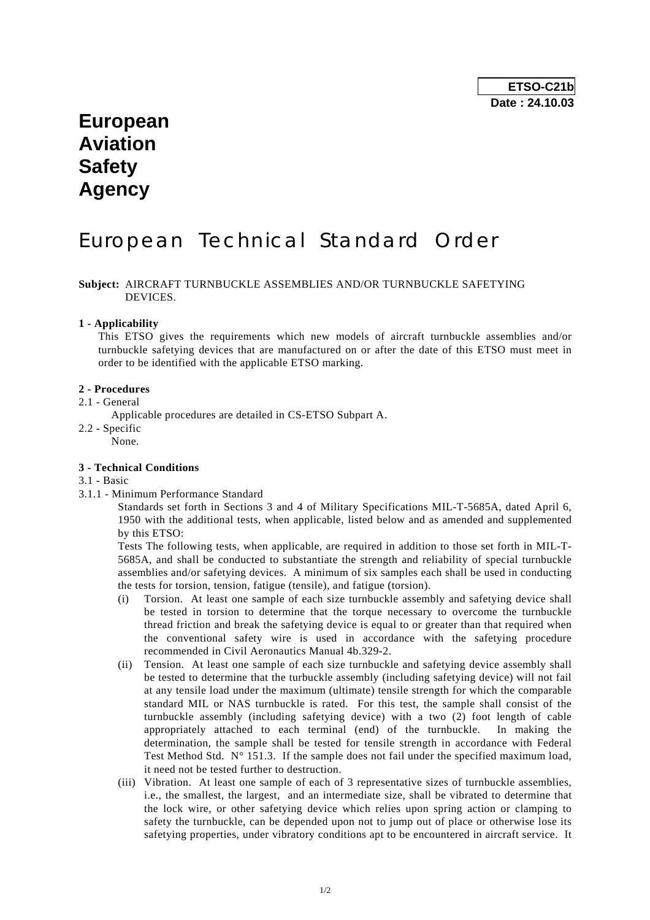**ETSO-C21b**
**Date : 24.10.03**

# European Aviation Safety Agency

# European Technical Standard Order

**Subject:** AIRCRAFT TURNBUCKLE ASSEMBLIES AND/OR TURNBUCKLE SAFETYING DEVICES.

**1 - Applicability**

This ETSO gives the requirements which new models of aircraft turnbuckle assemblies and/or turnbuckle safetying devices that are manufactured on or after the date of this ETSO must meet in order to be identified with the applicable ETSO marking.

**2 - Procedures**

2.1 - General

Applicable procedures are detailed in CS-ETSO Subpart A.

2.2 - Specific

None.

**3 - Technical Conditions**

3.1 - Basic

3.1.1 - Minimum Performance Standard

Standards set forth in Sections 3 and 4 of Military Specifications MIL-T-5685A, dated April 6, 1950 with the additional tests, when applicable, listed below and as amended and supplemented by this ETSO:

Tests The following tests, when applicable, are required in addition to those set forth in MIL-T-5685A, and shall be conducted to substantiate the strength and reliability of special turnbuckle assemblies and/or safetying devices. A minimum of six samples each shall be used in conducting the tests for torsion, tension, fatigue (tensile), and fatigue (torsion).

(i) Torsion. At least one sample of each size turnbuckle assembly and safetying device shall be tested in torsion to determine that the torque necessary to overcome the turnbuckle thread friction and break the safetying device is equal to or greater than that required when the conventional safety wire is used in accordance with the safetying procedure recommended in Civil Aeronautics Manual 4b.329-2.

(ii) Tension. At least one sample of each size turnbuckle and safetying device assembly shall be tested to determine that the turbuckle assembly (including safetying device) will not fail at any tensile load under the maximum (ultimate) tensile strength for which the comparable standard MIL or NAS turnbuckle is rated. For this test, the sample shall consist of the turnbuckle assembly (including safetying device) with a two (2) foot length of cable appropriately attached to each terminal (end) of the turnbuckle. In making the determination, the sample shall be tested for tensile strength in accordance with Federal Test Method Std. N° 151.3. If the sample does not fail under the specified maximum load, it need not be tested further to destruction.

(iii) Vibration. At least one sample of each of 3 representative sizes of turnbuckle assemblies, i.e., the smallest, the largest, and an intermediate size, shall be vibrated to determine that the lock wire, or other safetying device which relies upon spring action or clamping to safety the turnbuckle, can be depended upon not to jump out of place or otherwise lose its safetying properties, under vibratory conditions apt to be encountered in aircraft service. It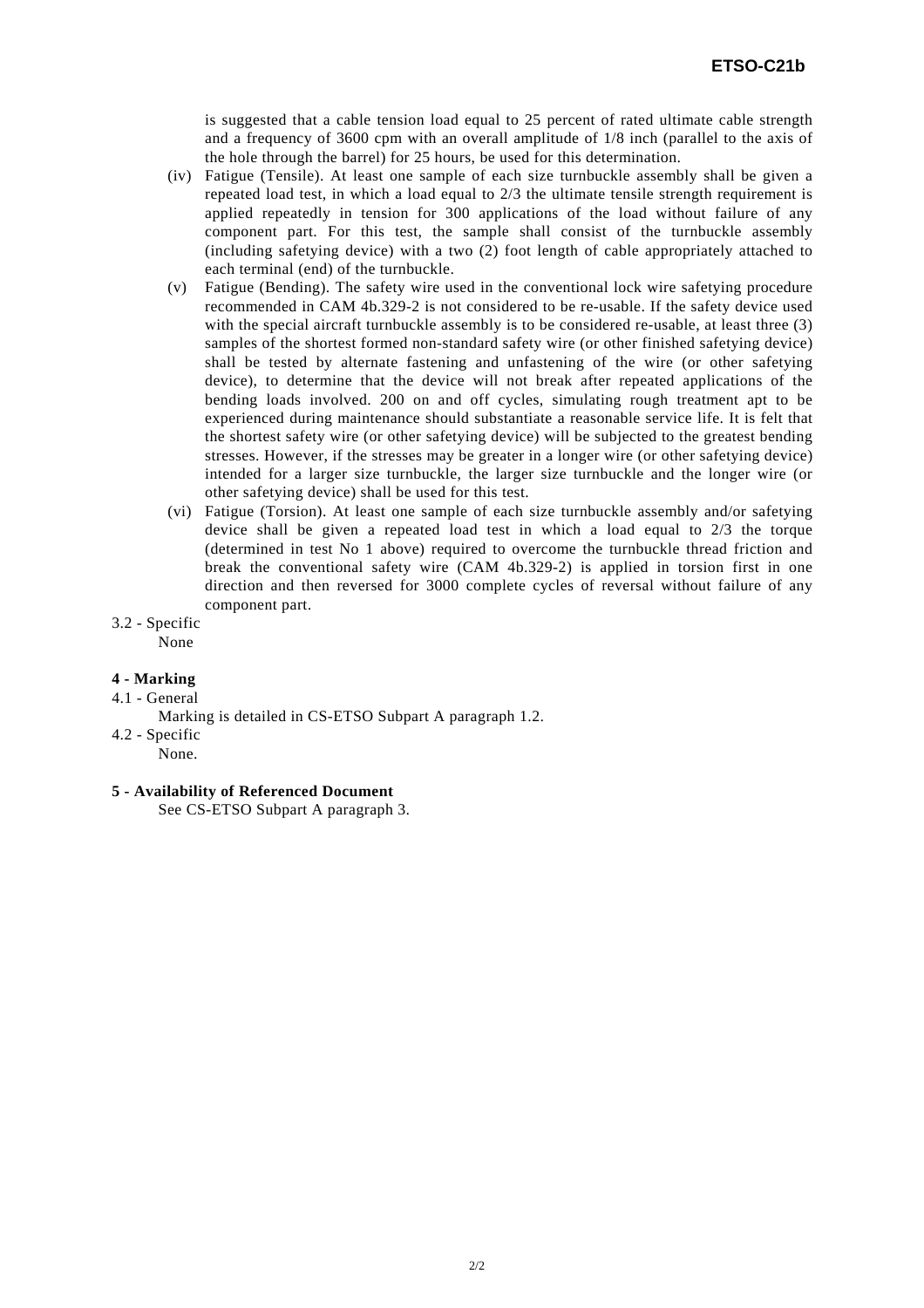is suggested that a cable tension load equal to 25 percent of rated ultimate cable strength and a frequency of 3600 cpm with an overall amplitude of 1/8 inch (parallel to the axis of the hole through the barrel) for 25 hours, be used for this determination.

(iv) Fatigue (Tensile). At least one sample of each size turnbuckle assembly shall be given a repeated load test, in which a load equal to 2/3 the ultimate tensile strength requirement is applied repeatedly in tension for 300 applications of the load without failure of any component part. For this test, the sample shall consist of the turnbuckle assembly (including safetying device) with a two (2) foot length of cable appropriately attached to each terminal (end) of the turnbuckle.

(v) Fatigue (Bending). The safety wire used in the conventional lock wire safetying procedure recommended in CAM 4b.329-2 is not considered to be re-usable. If the safety device used with the special aircraft turnbuckle assembly is to be considered re-usable, at least three (3) samples of the shortest formed non-standard safety wire (or other finished safetying device) shall be tested by alternate fastening and unfastening of the wire (or other safetying device), to determine that the device will not break after repeated applications of the bending loads involved. 200 on and off cycles, simulating rough treatment apt to be experienced during maintenance should substantiate a reasonable service life. It is felt that the shortest safety wire (or other safetying device) will be subjected to the greatest bending stresses. However, if the stresses may be greater in a longer wire (or other safetying device) intended for a larger size turnbuckle, the larger size turnbuckle and the longer wire (or other safetying device) shall be used for this test.

(vi) Fatigue (Torsion). At least one sample of each size turnbuckle assembly and/or safetying device shall be given a repeated load test in which a load equal to 2/3 the torque (determined in test No 1 above) required to overcome the turnbuckle thread friction and break the conventional safety wire (CAM 4b.329-2) is applied in torsion first in one direction and then reversed for 3000 complete cycles of reversal without failure of any component part.

3.2 - Specific

None

## 4 - Marking

4.1 - General

Marking is detailed in CS-ETSO Subpart A paragraph 1.2.

4.2 - Specific

None.

## 5 - Availability of Referenced Document

See CS-ETSO Subpart A paragraph 3.